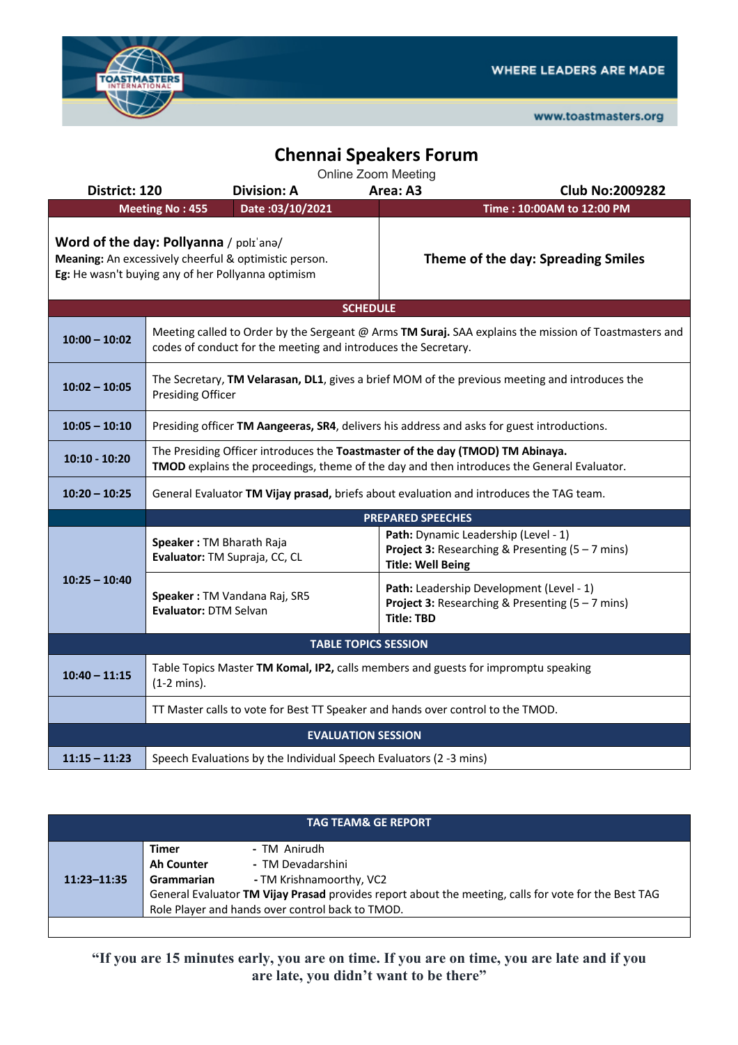WHERE LEADERS ARE MADE

www.toastmasters.org

# Chennai Speakers Forum

Online Zoom Meeting

| District: 120 | Division: A | Area: A3 | Club No:2009282 |
|---|---|---|---|

| Meeting No : 455 | Date :03/10/2021 | Time : 10:00AM to 12:00 PM |
|---|---|---|

**Word of the day: Pollyanna** / pɒlɪˈanə/
**Meaning:** An excessively cheerful & optimistic person.
**Eg:** He wasn't buying any of her Pollyanna optimism

**Theme of the day: Spreading Smiles**

| SCHEDULE | | |
|---|---|---|
| **10:00 – 10:02** | Meeting called to Order by the Sergeant @ Arms **TM Suraj.** SAA explains the mission of Toastmasters and codes of conduct for the meeting and introduces the Secretary. | |
| **10:02 – 10:05** | The Secretary, **TM Velarasan, DL1**, gives a brief MOM of the previous meeting and introduces the Presiding Officer | |
| **10:05 – 10:10** | Presiding officer **TM Aangeeras, SR4**, delivers his address and asks for guest introductions. | |
| **10:10 - 10:20** | The Presiding Officer introduces the **Toastmaster of the day (TMOD) TM Abinaya.** **TMOD** explains the proceedings, theme of the day and then introduces the General Evaluator. | |
| **10:20 – 10:25** | General Evaluator **TM Vijay prasad,** briefs about evaluation and introduces the TAG team. | |
| | **PREPARED SPEECHES** | |
| **10:25 – 10:40** | **Speaker :** TM Bharath Raja<br>**Evaluator:** TM Supraja, CC, CL | **Path:** Dynamic Leadership (Level - 1)<br>**Project 3:** Researching & Presenting (5 – 7 mins)<br>**Title: Well Being** |
| | **Speaker :** TM Vandana Raj, SR5<br>**Evaluator:** DTM Selvan | **Path:** Leadership Development (Level - 1)<br>**Project 3:** Researching & Presenting (5 – 7 mins)<br>**Title: TBD** |
| **TABLE TOPICS SESSION** | | |
| **10:40 – 11:15** | Table Topics Master **TM Komal, IP2,** calls members and guests for impromptu speaking (1-2 mins). | |
| | TT Master calls to vote for Best TT Speaker and hands over control to the TMOD. | |
| **EVALUATION SESSION** | | |
| **11:15 – 11:23** | Speech Evaluations by the Individual Speech Evaluators (2 -3 mins) | |

| TAG TEAM& GE REPORT | |
|---|---|
| **11:23–11:35** | **Timer** - TM Anirudh<br>**Ah Counter** - TM Devadarshini<br>**Grammarian** - TM Krishnamoorthy, VC2<br>General Evaluator **TM Vijay Prasad** provides report about the meeting, calls for vote for the Best TAG Role Player and hands over control back to TMOD. |

**"If you are 15 minutes early, you are on time. If you are on time, you are late and if you are late, you didn't want to be there"**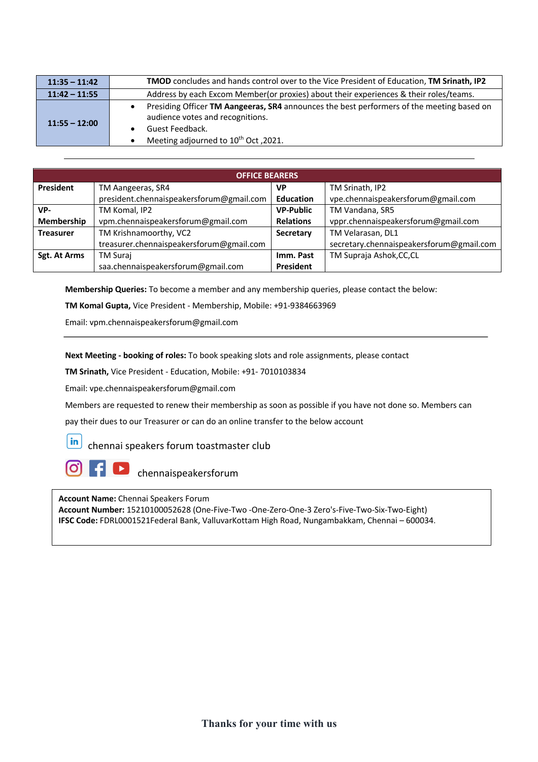| | |
|---|---|
| **11:35 – 11:42** | **TMOD** concludes and hands control over to the Vice President of Education, **TM Srinath, IP2** |
| **11:42 – 11:55** | Address by each Excom Member(or proxies) about their experiences & their roles/teams. |
| **11:55 – 12:00** | • Presiding Officer **TM Aangeeras, SR4** announces the best performers of the meeting based on audience votes and recognitions.<br>• Guest Feedback.<br>• Meeting adjourned to 10th Oct ,2021. |

---

| OFFICE BEARERS | | | |
|---|---|---|---|
| **President** | TM Aangeeras, SR4<br>president.chennaispeakersforum@gmail.com | **VP Education** | TM Srinath, IP2<br>vpe.chennaispeakersforum@gmail.com |
| **VP-Membership** | TM Komal, IP2<br>vpm.chennaispeakersforum@gmail.com | **VP-Public Relations** | TM Vandana, SR5<br>vppr.chennaispeakersforum@gmail.com |
| **Treasurer** | TM Krishnamoorthy, VC2<br>treasurer.chennaispeakersforum@gmail.com | **Secretary** | TM Velarasan, DL1<br>secretary.chennaispeakersforum@gmail.com |
| **Sgt. At Arms** | TM Suraj<br>saa.chennaispeakersforum@gmail.com | **Imm. Past President** | TM Supraja Ashok,CC,CL |

**Membership Queries:** To become a member and any membership queries, please contact the below:

**TM Komal Gupta,** Vice President - Membership, Mobile: +91-9384663969

Email: vpm.chennaispeakersforum@gmail.com

---

**Next Meeting - booking of roles:** To book speaking slots and role assignments, please contact

**TM Srinath,** Vice President - Education, Mobile: +91- 7010103834

Email: vpe.chennaispeakersforum@gmail.com

Members are requested to renew their membership as soon as possible if you have not done so. Members can pay their dues to our Treasurer or can do an online transfer to the below account

chennai speakers forum toastmaster club

chennaispeakersforum

**Account Name:** Chennai Speakers Forum
**Account Number:** 15210100052628 (One-Five-Two -One-Zero-One-3 Zero's-Five-Two-Six-Two-Eight)
**IFSC Code:** FDRL0001521Federal Bank, ValluvarKottam High Road, Nungambakkam, Chennai – 600034.

**Thanks for your time with us**